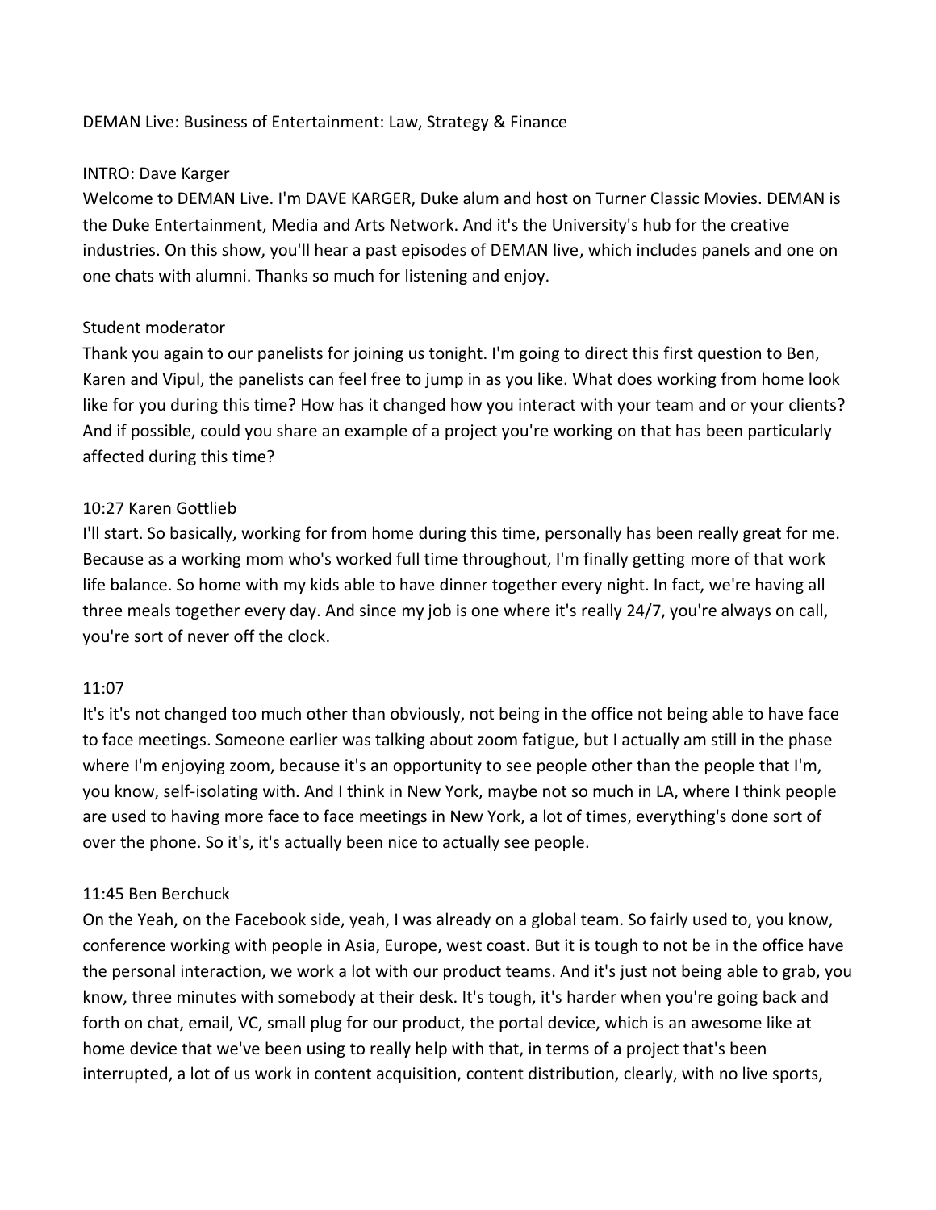DEMAN Live: Business of Entertainment: Law, Strategy & Finance

INTRO: Dave Karger

Welcome to DEMAN Live. I'm DAVE KARGER, Duke alum and host on Turner Classic Movies. DEMAN is the Duke Entertainment, Media and Arts Network. And it's the University's hub for the creative industries. On this show, you'll hear a past episodes of DEMAN live, which includes panels and one on one chats with alumni. Thanks so much for listening and enjoy.

Student moderator

Thank you again to our panelists for joining us tonight. I'm going to direct this first question to Ben, Karen and Vipul, the panelists can feel free to jump in as you like. What does working from home look like for you during this time? How has it changed how you interact with your team and or your clients? And if possible, could you share an example of a project you're working on that has been particularly affected during this time?

10:27 Karen Gottlieb

I'll start. So basically, working for from home during this time, personally has been really great for me. Because as a working mom who's worked full time throughout, I'm finally getting more of that work life balance. So home with my kids able to have dinner together every night. In fact, we're having all three meals together every day. And since my job is one where it's really 24/7, you're always on call, you're sort of never off the clock.

11:07

It's it's not changed too much other than obviously, not being in the office not being able to have face to face meetings. Someone earlier was talking about zoom fatigue, but I actually am still in the phase where I'm enjoying zoom, because it's an opportunity to see people other than the people that I'm, you know, self-isolating with. And I think in New York, maybe not so much in LA, where I think people are used to having more face to face meetings in New York, a lot of times, everything's done sort of over the phone. So it's, it's actually been nice to actually see people.

11:45 Ben Berchuck

On the Yeah, on the Facebook side, yeah, I was already on a global team. So fairly used to, you know, conference working with people in Asia, Europe, west coast. But it is tough to not be in the office have the personal interaction, we work a lot with our product teams. And it's just not being able to grab, you know, three minutes with somebody at their desk. It's tough, it's harder when you're going back and forth on chat, email, VC, small plug for our product, the portal device, which is an awesome like at home device that we've been using to really help with that, in terms of a project that's been interrupted, a lot of us work in content acquisition, content distribution, clearly, with no live sports,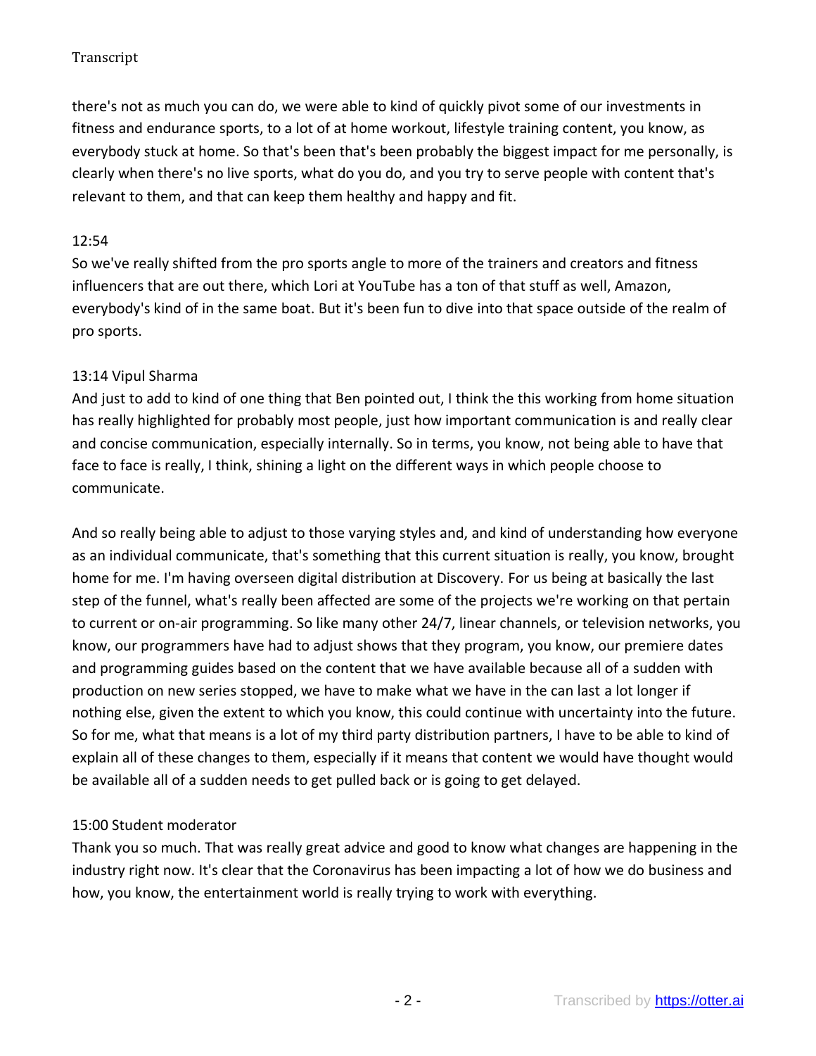there's not as much you can do, we were able to kind of quickly pivot some of our investments in fitness and endurance sports, to a lot of at home workout, lifestyle training content, you know, as everybody stuck at home. So that's been that's been probably the biggest impact for me personally, is clearly when there's no live sports, what do you do, and you try to serve people with content that's relevant to them, and that can keep them healthy and happy and fit.

12:54

So we've really shifted from the pro sports angle to more of the trainers and creators and fitness influencers that are out there, which Lori at YouTube has a ton of that stuff as well, Amazon, everybody's kind of in the same boat. But it's been fun to dive into that space outside of the realm of pro sports.

13:14 Vipul Sharma

And just to add to kind of one thing that Ben pointed out, I think the this working from home situation has really highlighted for probably most people, just how important communication is and really clear and concise communication, especially internally. So in terms, you know, not being able to have that face to face is really, I think, shining a light on the different ways in which people choose to communicate.

And so really being able to adjust to those varying styles and, and kind of understanding how everyone as an individual communicate, that's something that this current situation is really, you know, brought home for me. I'm having overseen digital distribution at Discovery. For us being at basically the last step of the funnel, what's really been affected are some of the projects we're working on that pertain to current or on-air programming. So like many other 24/7, linear channels, or television networks, you know, our programmers have had to adjust shows that they program, you know, our premiere dates and programming guides based on the content that we have available because all of a sudden with production on new series stopped, we have to make what we have in the can last a lot longer if nothing else, given the extent to which you know, this could continue with uncertainty into the future. So for me, what that means is a lot of my third party distribution partners, I have to be able to kind of explain all of these changes to them, especially if it means that content we would have thought would be available all of a sudden needs to get pulled back or is going to get delayed.

15:00 Student moderator

Thank you so much. That was really great advice and good to know what changes are happening in the industry right now. It's clear that the Coronavirus has been impacting a lot of how we do business and how, you know, the entertainment world is really trying to work with everything.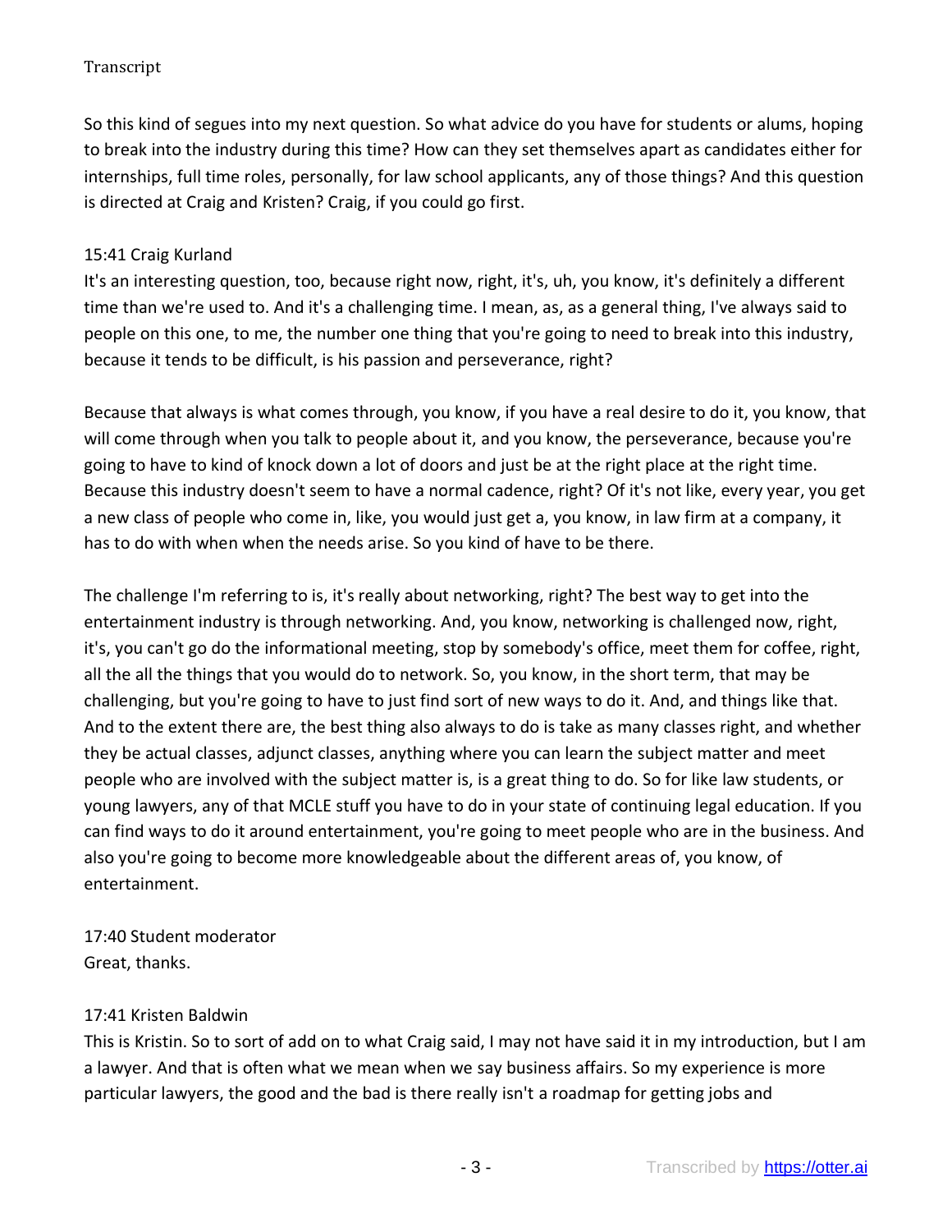So this kind of segues into my next question. So what advice do you have for students or alums, hoping to break into the industry during this time? How can they set themselves apart as candidates either for internships, full time roles, personally, for law school applicants, any of those things? And this question is directed at Craig and Kristen? Craig, if you could go first.

15:41 Craig Kurland
It's an interesting question, too, because right now, right, it's, uh, you know, it's definitely a different time than we're used to. And it's a challenging time. I mean, as, as a general thing, I've always said to people on this one, to me, the number one thing that you're going to need to break into this industry, because it tends to be difficult, is his passion and perseverance, right?

Because that always is what comes through, you know, if you have a real desire to do it, you know, that will come through when you talk to people about it, and you know, the perseverance, because you're going to have to kind of knock down a lot of doors and just be at the right place at the right time. Because this industry doesn't seem to have a normal cadence, right? Of it's not like, every year, you get a new class of people who come in, like, you would just get a, you know, in law firm at a company, it has to do with when when the needs arise. So you kind of have to be there.

The challenge I'm referring to is, it's really about networking, right? The best way to get into the entertainment industry is through networking. And, you know, networking is challenged now, right, it's, you can't go do the informational meeting, stop by somebody's office, meet them for coffee, right, all the all the things that you would do to network. So, you know, in the short term, that may be challenging, but you're going to have to just find sort of new ways to do it. And, and things like that. And to the extent there are, the best thing also always to do is take as many classes right, and whether they be actual classes, adjunct classes, anything where you can learn the subject matter and meet people who are involved with the subject matter is, is a great thing to do. So for like law students, or young lawyers, any of that MCLE stuff you have to do in your state of continuing legal education. If you can find ways to do it around entertainment, you're going to meet people who are in the business. And also you're going to become more knowledgeable about the different areas of, you know, of entertainment.

17:40 Student moderator
Great, thanks.

17:41 Kristen Baldwin
This is Kristin. So to sort of add on to what Craig said, I may not have said it in my introduction, but I am a lawyer. And that is often what we mean when we say business affairs. So my experience is more particular lawyers, the good and the bad is there really isn't a roadmap for getting jobs and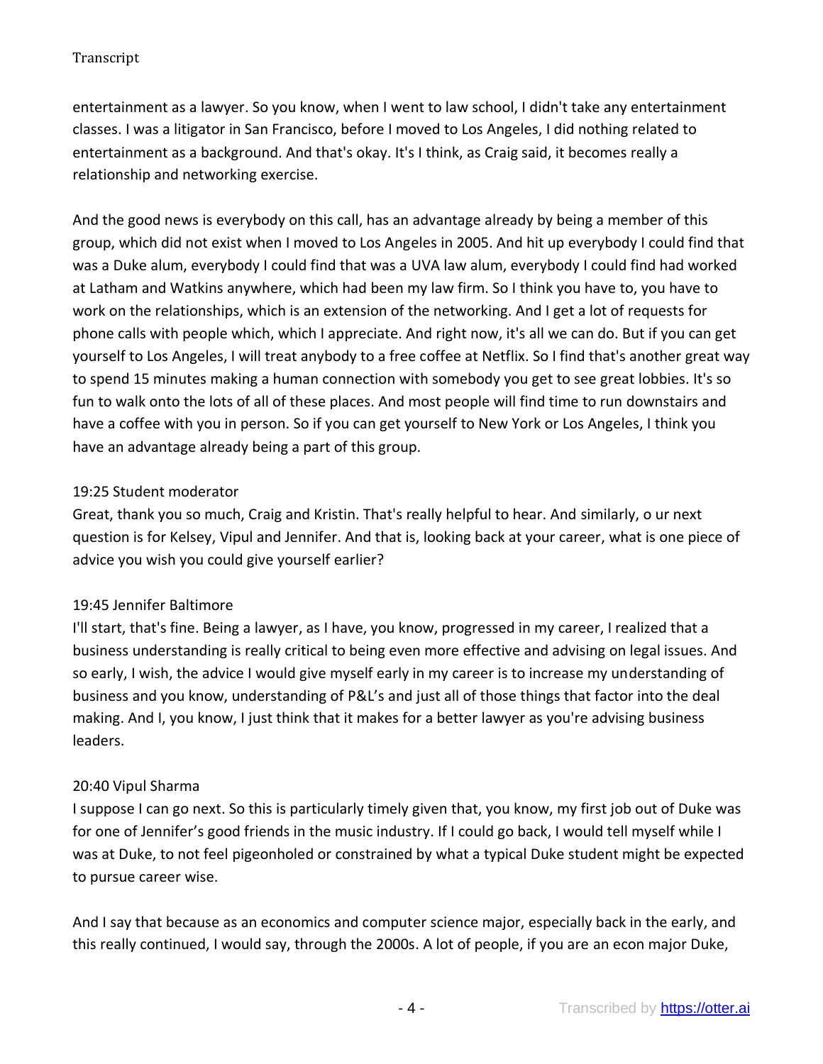entertainment as a lawyer. So you know, when I went to law school, I didn't take any entertainment classes. I was a litigator in San Francisco, before I moved to Los Angeles, I did nothing related to entertainment as a background. And that's okay. It's I think, as Craig said, it becomes really a relationship and networking exercise.

And the good news is everybody on this call, has an advantage already by being a member of this group, which did not exist when I moved to Los Angeles in 2005. And hit up everybody I could find that was a Duke alum, everybody I could find that was a UVA law alum, everybody I could find had worked at Latham and Watkins anywhere, which had been my law firm. So I think you have to, you have to work on the relationships, which is an extension of the networking. And I get a lot of requests for phone calls with people which, which I appreciate. And right now, it's all we can do. But if you can get yourself to Los Angeles, I will treat anybody to a free coffee at Netflix. So I find that's another great way to spend 15 minutes making a human connection with somebody you get to see great lobbies. It's so fun to walk onto the lots of all of these places. And most people will find time to run downstairs and have a coffee with you in person. So if you can get yourself to New York or Los Angeles, I think you have an advantage already being a part of this group.

19:25 Student moderator

Great, thank you so much, Craig and Kristin. That's really helpful to hear. And similarly, o ur next question is for Kelsey, Vipul and Jennifer. And that is, looking back at your career, what is one piece of advice you wish you could give yourself earlier?

19:45 Jennifer Baltimore

I'll start, that's fine. Being a lawyer, as I have, you know, progressed in my career, I realized that a business understanding is really critical to being even more effective and advising on legal issues. And so early, I wish, the advice I would give myself early in my career is to increase my understanding of business and you know, understanding of P&L's and just all of those things that factor into the deal making. And I, you know, I just think that it makes for a better lawyer as you're advising business leaders.

20:40 Vipul Sharma

I suppose I can go next. So this is particularly timely given that, you know, my first job out of Duke was for one of Jennifer's good friends in the music industry. If I could go back, I would tell myself while I was at Duke, to not feel pigeonholed or constrained by what a typical Duke student might be expected to pursue career wise.

And I say that because as an economics and computer science major, especially back in the early, and this really continued, I would say, through the 2000s. A lot of people, if you are an econ major Duke,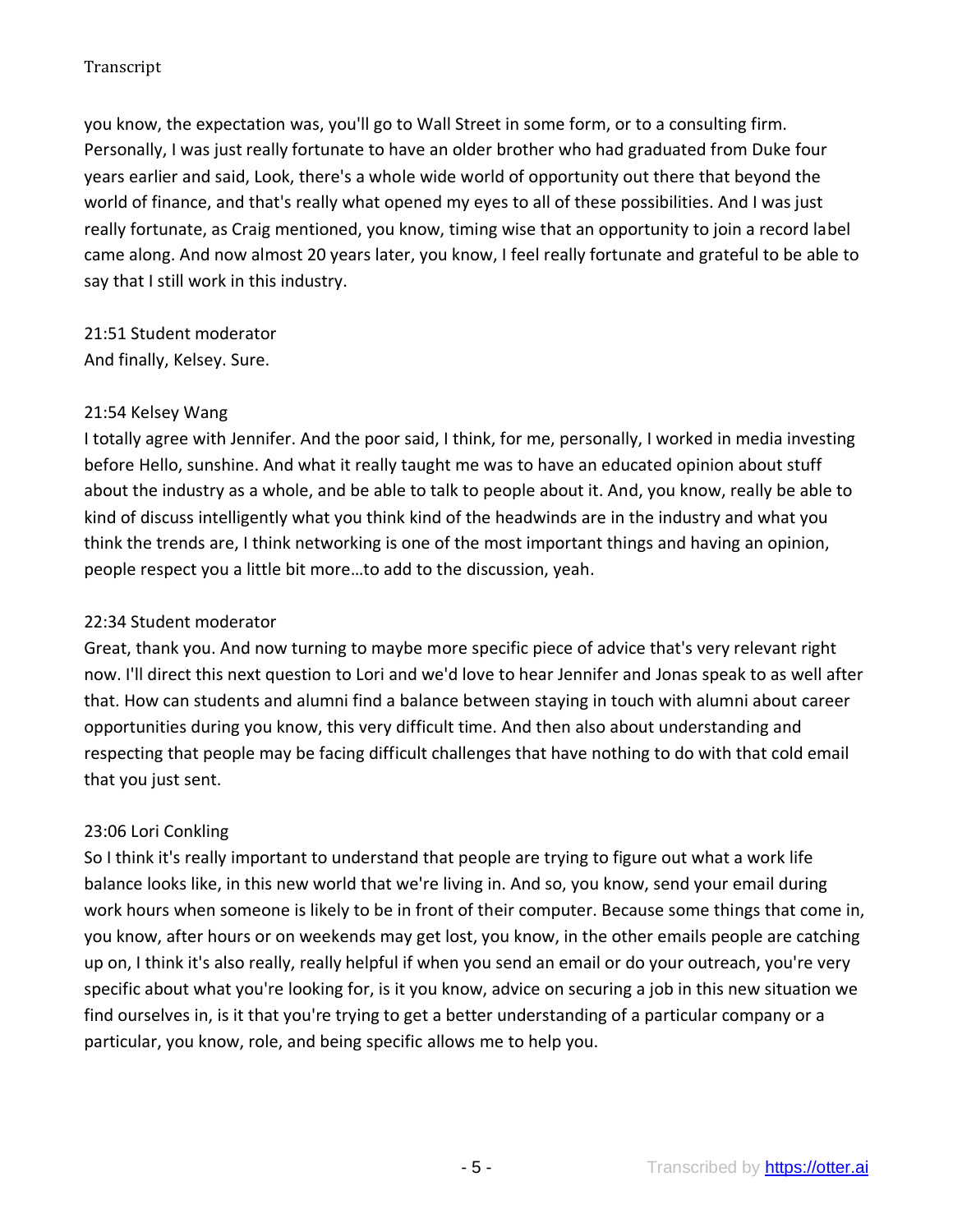you know, the expectation was, you'll go to Wall Street in some form, or to a consulting firm. Personally, I was just really fortunate to have an older brother who had graduated from Duke four years earlier and said, Look, there's a whole wide world of opportunity out there that beyond the world of finance, and that's really what opened my eyes to all of these possibilities. And I was just really fortunate, as Craig mentioned, you know, timing wise that an opportunity to join a record label came along. And now almost 20 years later, you know, I feel really fortunate and grateful to be able to say that I still work in this industry.

21:51 Student moderator
And finally, Kelsey. Sure.

21:54 Kelsey Wang
I totally agree with Jennifer. And the poor said, I think, for me, personally, I worked in media investing before Hello, sunshine. And what it really taught me was to have an educated opinion about stuff about the industry as a whole, and be able to talk to people about it. And, you know, really be able to kind of discuss intelligently what you think kind of the headwinds are in the industry and what you think the trends are, I think networking is one of the most important things and having an opinion, people respect you a little bit more…to add to the discussion, yeah.

22:34 Student moderator
Great, thank you. And now turning to maybe more specific piece of advice that's very relevant right now. I'll direct this next question to Lori and we'd love to hear Jennifer and Jonas speak to as well after that. How can students and alumni find a balance between staying in touch with alumni about career opportunities during you know, this very difficult time. And then also about understanding and respecting that people may be facing difficult challenges that have nothing to do with that cold email that you just sent.

23:06 Lori Conkling
So I think it's really important to understand that people are trying to figure out what a work life balance looks like, in this new world that we're living in. And so, you know, send your email during work hours when someone is likely to be in front of their computer. Because some things that come in, you know, after hours or on weekends may get lost, you know, in the other emails people are catching up on, I think it's also really, really helpful if when you send an email or do your outreach, you're very specific about what you're looking for, is it you know, advice on securing a job in this new situation we find ourselves in, is it that you're trying to get a better understanding of a particular company or a particular, you know, role, and being specific allows me to help you.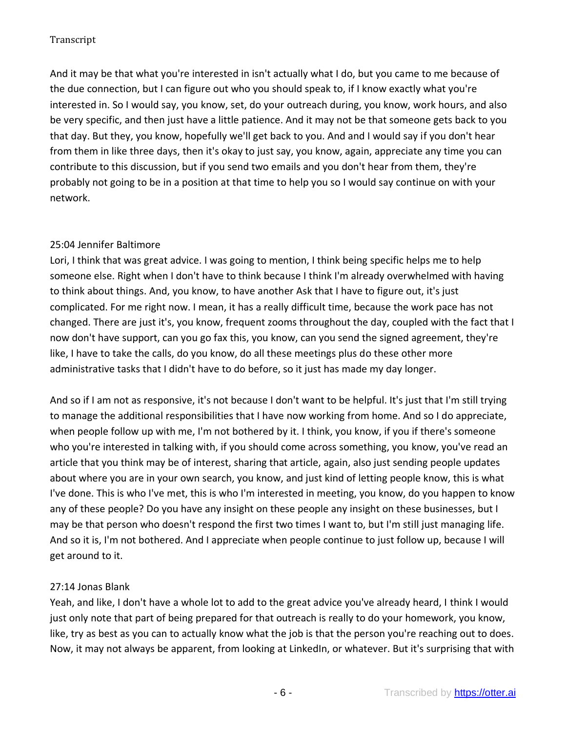And it may be that what you're interested in isn't actually what I do, but you came to me because of the due connection, but I can figure out who you should speak to, if I know exactly what you're interested in. So I would say, you know, set, do your outreach during, you know, work hours, and also be very specific, and then just have a little patience. And it may not be that someone gets back to you that day. But they, you know, hopefully we'll get back to you. And and I would say if you don't hear from them in like three days, then it's okay to just say, you know, again, appreciate any time you can contribute to this discussion, but if you send two emails and you don't hear from them, they're probably not going to be in a position at that time to help you so I would say continue on with your network.

25:04 Jennifer Baltimore

Lori, I think that was great advice. I was going to mention, I think being specific helps me to help someone else. Right when I don't have to think because I think I'm already overwhelmed with having to think about things. And, you know, to have another Ask that I have to figure out, it's just complicated. For me right now. I mean, it has a really difficult time, because the work pace has not changed. There are just it's, you know, frequent zooms throughout the day, coupled with the fact that I now don't have support, can you go fax this, you know, can you send the signed agreement, they're like, I have to take the calls, do you know, do all these meetings plus do these other more administrative tasks that I didn't have to do before, so it just has made my day longer.

And so if I am not as responsive, it's not because I don't want to be helpful. It's just that I'm still trying to manage the additional responsibilities that I have now working from home. And so I do appreciate, when people follow up with me, I'm not bothered by it. I think, you know, if you if there's someone who you're interested in talking with, if you should come across something, you know, you've read an article that you think may be of interest, sharing that article, again, also just sending people updates about where you are in your own search, you know, and just kind of letting people know, this is what I've done. This is who I've met, this is who I'm interested in meeting, you know, do you happen to know any of these people? Do you have any insight on these people any insight on these businesses, but I may be that person who doesn't respond the first two times I want to, but I'm still just managing life. And so it is, I'm not bothered. And I appreciate when people continue to just follow up, because I will get around to it.

27:14 Jonas Blank

Yeah, and like, I don't have a whole lot to add to the great advice you've already heard, I think I would just only note that part of being prepared for that outreach is really to do your homework, you know, like, try as best as you can to actually know what the job is that the person you're reaching out to does. Now, it may not always be apparent, from looking at LinkedIn, or whatever. But it's surprising that with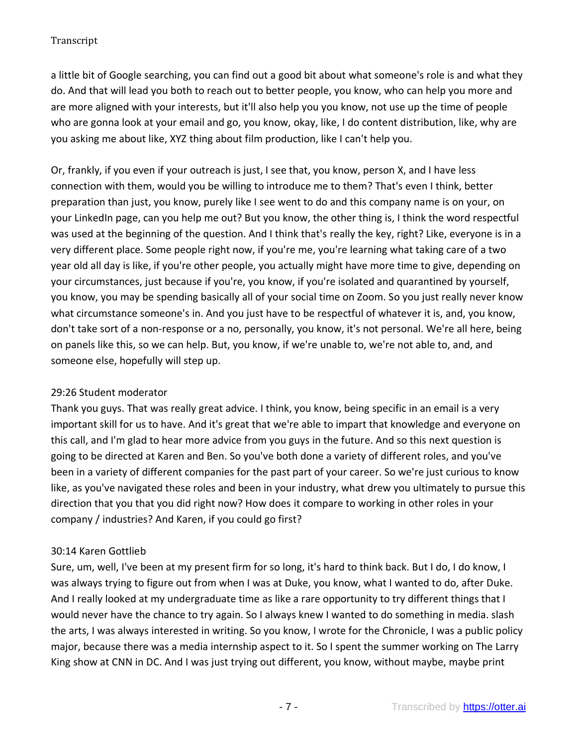a little bit of Google searching, you can find out a good bit about what someone's role is and what they do. And that will lead you both to reach out to better people, you know, who can help you more and are more aligned with your interests, but it'll also help you you know, not use up the time of people who are gonna look at your email and go, you know, okay, like, I do content distribution, like, why are you asking me about like, XYZ thing about film production, like I can't help you.

Or, frankly, if you even if your outreach is just, I see that, you know, person X, and I have less connection with them, would you be willing to introduce me to them? That's even I think, better preparation than just, you know, purely like I see went to do and this company name is on your, on your LinkedIn page, can you help me out? But you know, the other thing is, I think the word respectful was used at the beginning of the question. And I think that's really the key, right? Like, everyone is in a very different place. Some people right now, if you're me, you're learning what taking care of a two year old all day is like, if you're other people, you actually might have more time to give, depending on your circumstances, just because if you're, you know, if you're isolated and quarantined by yourself, you know, you may be spending basically all of your social time on Zoom. So you just really never know what circumstance someone's in. And you just have to be respectful of whatever it is, and, you know, don't take sort of a non-response or a no, personally, you know, it's not personal. We're all here, being on panels like this, so we can help. But, you know, if we're unable to, we're not able to, and, and someone else, hopefully will step up.

29:26 Student moderator

Thank you guys. That was really great advice. I think, you know, being specific in an email is a very important skill for us to have. And it's great that we're able to impart that knowledge and everyone on this call, and I'm glad to hear more advice from you guys in the future. And so this next question is going to be directed at Karen and Ben. So you've both done a variety of different roles, and you've been in a variety of different companies for the past part of your career. So we're just curious to know like, as you've navigated these roles and been in your industry, what drew you ultimately to pursue this direction that you that you did right now? How does it compare to working in other roles in your company / industries? And Karen, if you could go first?

30:14 Karen Gottlieb

Sure, um, well, I've been at my present firm for so long, it's hard to think back. But I do, I do know, I was always trying to figure out from when I was at Duke, you know, what I wanted to do, after Duke. And I really looked at my undergraduate time as like a rare opportunity to try different things that I would never have the chance to try again. So I always knew I wanted to do something in media. slash the arts, I was always interested in writing. So you know, I wrote for the Chronicle, I was a public policy major, because there was a media internship aspect to it. So I spent the summer working on The Larry King show at CNN in DC. And I was just trying out different, you know, without maybe, maybe print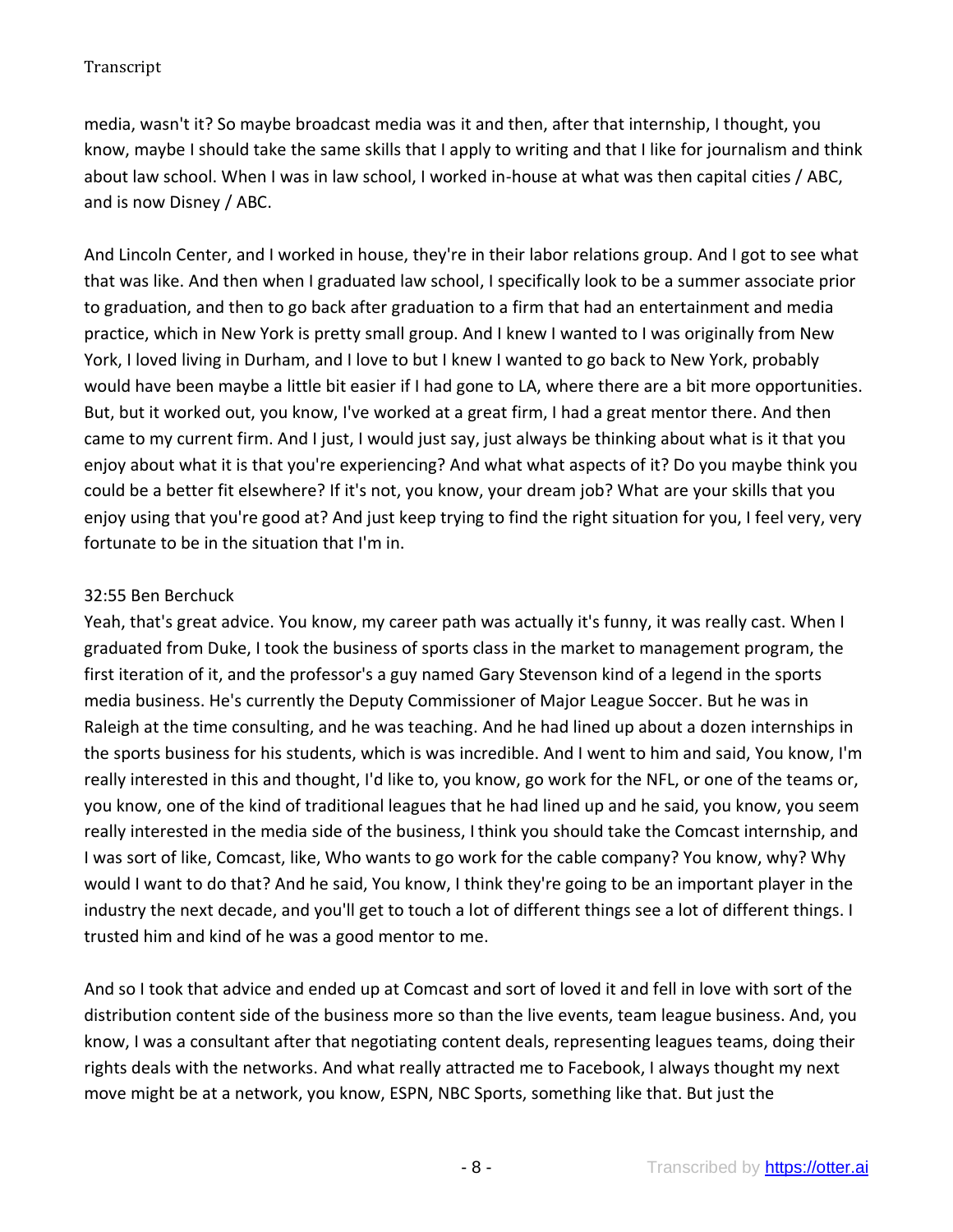media, wasn't it? So maybe broadcast media was it and then, after that internship, I thought, you know, maybe I should take the same skills that I apply to writing and that I like for journalism and think about law school. When I was in law school, I worked in-house at what was then capital cities / ABC, and is now Disney / ABC.

And Lincoln Center, and I worked in house, they're in their labor relations group. And I got to see what that was like. And then when I graduated law school, I specifically look to be a summer associate prior to graduation, and then to go back after graduation to a firm that had an entertainment and media practice, which in New York is pretty small group. And I knew I wanted to I was originally from New York, I loved living in Durham, and I love to but I knew I wanted to go back to New York, probably would have been maybe a little bit easier if I had gone to LA, where there are a bit more opportunities. But, but it worked out, you know, I've worked at a great firm, I had a great mentor there. And then came to my current firm. And I just, I would just say, just always be thinking about what is it that you enjoy about what it is that you're experiencing? And what what aspects of it? Do you maybe think you could be a better fit elsewhere? If it's not, you know, your dream job? What are your skills that you enjoy using that you're good at? And just keep trying to find the right situation for you, I feel very, very fortunate to be in the situation that I'm in.

32:55 Ben Berchuck

Yeah, that's great advice. You know, my career path was actually it's funny, it was really cast. When I graduated from Duke, I took the business of sports class in the market to management program, the first iteration of it, and the professor's a guy named Gary Stevenson kind of a legend in the sports media business. He's currently the Deputy Commissioner of Major League Soccer. But he was in Raleigh at the time consulting, and he was teaching. And he had lined up about a dozen internships in the sports business for his students, which is was incredible. And I went to him and said, You know, I'm really interested in this and thought, I'd like to, you know, go work for the NFL, or one of the teams or, you know, one of the kind of traditional leagues that he had lined up and he said, you know, you seem really interested in the media side of the business, I think you should take the Comcast internship, and I was sort of like, Comcast, like, Who wants to go work for the cable company? You know, why? Why would I want to do that? And he said, You know, I think they're going to be an important player in the industry the next decade, and you'll get to touch a lot of different things see a lot of different things. I trusted him and kind of he was a good mentor to me.

And so I took that advice and ended up at Comcast and sort of loved it and fell in love with sort of the distribution content side of the business more so than the live events, team league business. And, you know, I was a consultant after that negotiating content deals, representing leagues teams, doing their rights deals with the networks. And what really attracted me to Facebook, I always thought my next move might be at a network, you know, ESPN, NBC Sports, something like that. But just the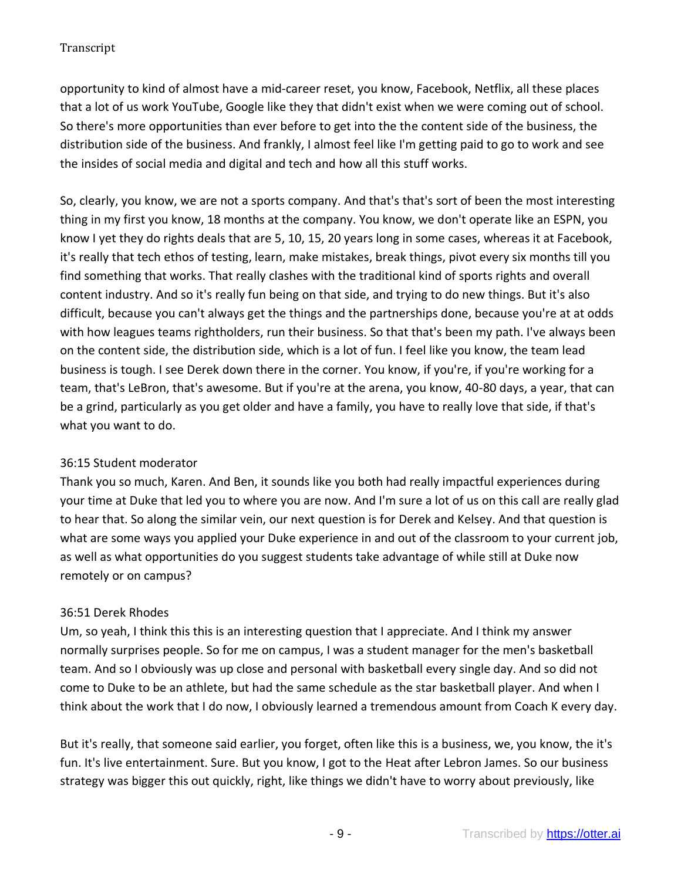opportunity to kind of almost have a mid-career reset, you know, Facebook, Netflix, all these places that a lot of us work YouTube, Google like they that didn't exist when we were coming out of school. So there's more opportunities than ever before to get into the the content side of the business, the distribution side of the business. And frankly, I almost feel like I'm getting paid to go to work and see the insides of social media and digital and tech and how all this stuff works.

So, clearly, you know, we are not a sports company. And that's that's sort of been the most interesting thing in my first you know, 18 months at the company. You know, we don't operate like an ESPN, you know I yet they do rights deals that are 5, 10, 15, 20 years long in some cases, whereas it at Facebook, it's really that tech ethos of testing, learn, make mistakes, break things, pivot every six months till you find something that works. That really clashes with the traditional kind of sports rights and overall content industry. And so it's really fun being on that side, and trying to do new things. But it's also difficult, because you can't always get the things and the partnerships done, because you're at at odds with how leagues teams rightholders, run their business. So that that's been my path. I've always been on the content side, the distribution side, which is a lot of fun. I feel like you know, the team lead business is tough. I see Derek down there in the corner. You know, if you're, if you're working for a team, that's LeBron, that's awesome. But if you're at the arena, you know, 40-80 days, a year, that can be a grind, particularly as you get older and have a family, you have to really love that side, if that's what you want to do.

36:15 Student moderator

Thank you so much, Karen. And Ben, it sounds like you both had really impactful experiences during your time at Duke that led you to where you are now. And I'm sure a lot of us on this call are really glad to hear that. So along the similar vein, our next question is for Derek and Kelsey. And that question is what are some ways you applied your Duke experience in and out of the classroom to your current job, as well as what opportunities do you suggest students take advantage of while still at Duke now remotely or on campus?

36:51 Derek Rhodes

Um, so yeah, I think this this is an interesting question that I appreciate. And I think my answer normally surprises people. So for me on campus, I was a student manager for the men's basketball team. And so I obviously was up close and personal with basketball every single day. And so did not come to Duke to be an athlete, but had the same schedule as the star basketball player. And when I think about the work that I do now, I obviously learned a tremendous amount from Coach K every day.

But it's really, that someone said earlier, you forget, often like this is a business, we, you know, the it's fun. It's live entertainment. Sure. But you know, I got to the Heat after Lebron James. So our business strategy was bigger this out quickly, right, like things we didn't have to worry about previously, like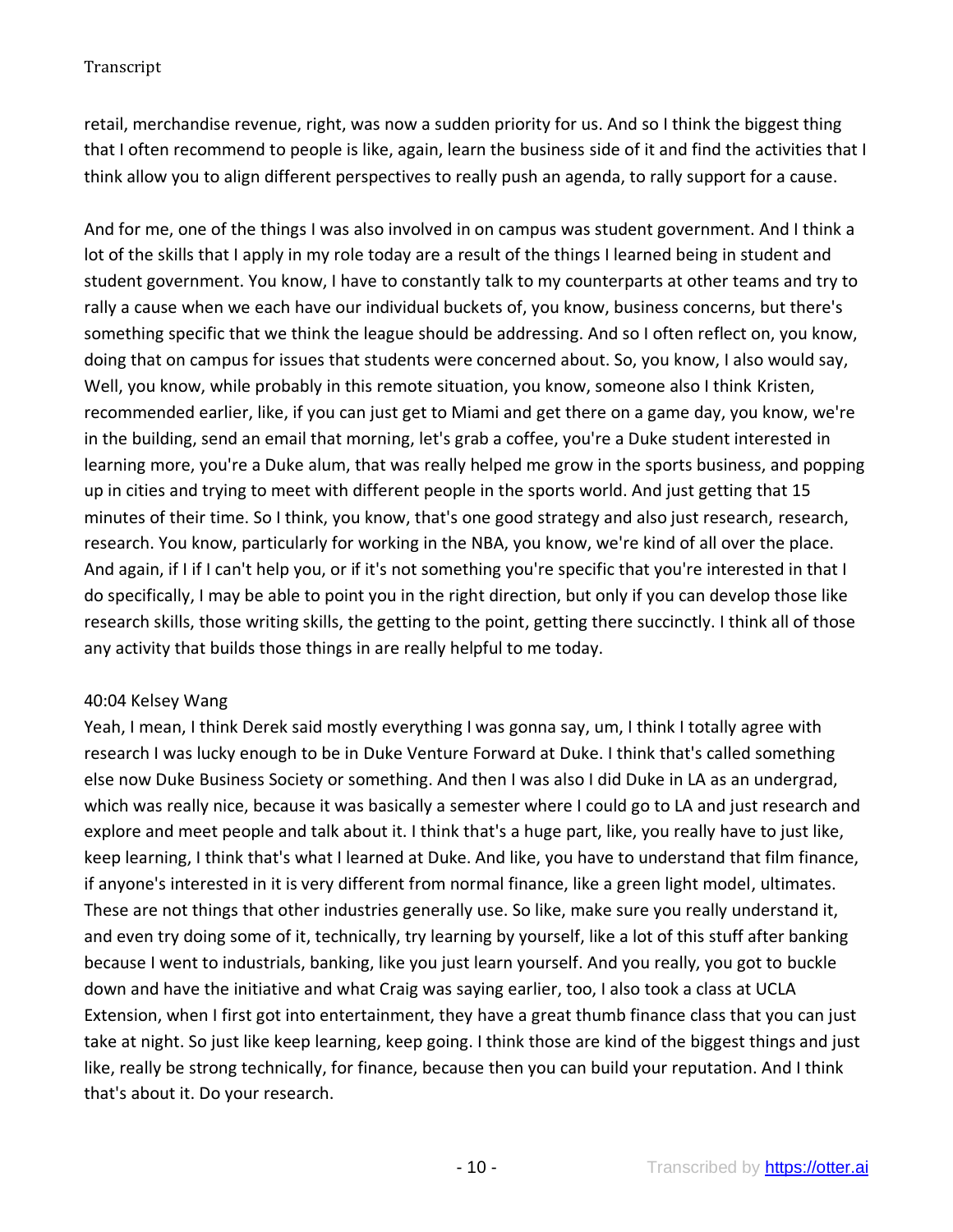retail, merchandise revenue, right, was now a sudden priority for us. And so I think the biggest thing that I often recommend to people is like, again, learn the business side of it and find the activities that I think allow you to align different perspectives to really push an agenda, to rally support for a cause.

And for me, one of the things I was also involved in on campus was student government. And I think a lot of the skills that I apply in my role today are a result of the things I learned being in student and student government. You know, I have to constantly talk to my counterparts at other teams and try to rally a cause when we each have our individual buckets of, you know, business concerns, but there's something specific that we think the league should be addressing. And so I often reflect on, you know, doing that on campus for issues that students were concerned about. So, you know, I also would say, Well, you know, while probably in this remote situation, you know, someone also I think Kristen, recommended earlier, like, if you can just get to Miami and get there on a game day, you know, we're in the building, send an email that morning, let's grab a coffee, you're a Duke student interested in learning more, you're a Duke alum, that was really helped me grow in the sports business, and popping up in cities and trying to meet with different people in the sports world. And just getting that 15 minutes of their time. So I think, you know, that's one good strategy and also just research, research, research. You know, particularly for working in the NBA, you know, we're kind of all over the place. And again, if I if I can't help you, or if it's not something you're specific that you're interested in that I do specifically, I may be able to point you in the right direction, but only if you can develop those like research skills, those writing skills, the getting to the point, getting there succinctly. I think all of those any activity that builds those things in are really helpful to me today.

40:04 Kelsey Wang

Yeah, I mean, I think Derek said mostly everything I was gonna say, um, I think I totally agree with research I was lucky enough to be in Duke Venture Forward at Duke. I think that's called something else now Duke Business Society or something. And then I was also I did Duke in LA as an undergrad, which was really nice, because it was basically a semester where I could go to LA and just research and explore and meet people and talk about it. I think that's a huge part, like, you really have to just like, keep learning, I think that's what I learned at Duke. And like, you have to understand that film finance, if anyone's interested in it is very different from normal finance, like a green light model, ultimates. These are not things that other industries generally use. So like, make sure you really understand it, and even try doing some of it, technically, try learning by yourself, like a lot of this stuff after banking because I went to industrials, banking, like you just learn yourself. And you really, you got to buckle down and have the initiative and what Craig was saying earlier, too, I also took a class at UCLA Extension, when I first got into entertainment, they have a great thumb finance class that you can just take at night. So just like keep learning, keep going. I think those are kind of the biggest things and just like, really be strong technically, for finance, because then you can build your reputation. And I think that's about it. Do your research.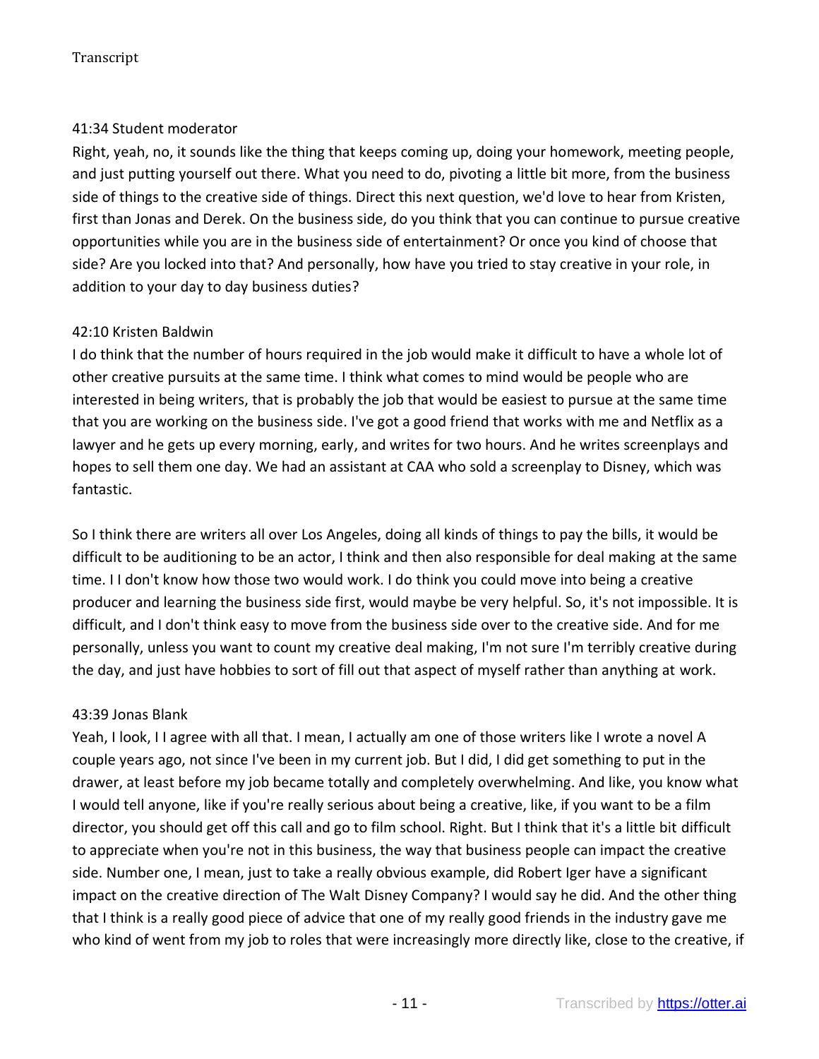41:34 Student moderator

Right, yeah, no, it sounds like the thing that keeps coming up, doing your homework, meeting people, and just putting yourself out there. What you need to do, pivoting a little bit more, from the business side of things to the creative side of things. Direct this next question, we'd love to hear from Kristen, first than Jonas and Derek. On the business side, do you think that you can continue to pursue creative opportunities while you are in the business side of entertainment? Or once you kind of choose that side? Are you locked into that? And personally, how have you tried to stay creative in your role, in addition to your day to day business duties?

42:10 Kristen Baldwin

I do think that the number of hours required in the job would make it difficult to have a whole lot of other creative pursuits at the same time. I think what comes to mind would be people who are interested in being writers, that is probably the job that would be easiest to pursue at the same time that you are working on the business side. I've got a good friend that works with me and Netflix as a lawyer and he gets up every morning, early, and writes for two hours. And he writes screenplays and hopes to sell them one day. We had an assistant at CAA who sold a screenplay to Disney, which was fantastic.

So I think there are writers all over Los Angeles, doing all kinds of things to pay the bills, it would be difficult to be auditioning to be an actor, I think and then also responsible for deal making at the same time. I I don't know how those two would work. I do think you could move into being a creative producer and learning the business side first, would maybe be very helpful. So, it's not impossible. It is difficult, and I don't think easy to move from the business side over to the creative side. And for me personally, unless you want to count my creative deal making, I'm not sure I'm terribly creative during the day, and just have hobbies to sort of fill out that aspect of myself rather than anything at work.

43:39 Jonas Blank

Yeah, I look, I I agree with all that. I mean, I actually am one of those writers like I wrote a novel A couple years ago, not since I've been in my current job. But I did, I did get something to put in the drawer, at least before my job became totally and completely overwhelming. And like, you know what I would tell anyone, like if you're really serious about being a creative, like, if you want to be a film director, you should get off this call and go to film school. Right. But I think that it's a little bit difficult to appreciate when you're not in this business, the way that business people can impact the creative side. Number one, I mean, just to take a really obvious example, did Robert Iger have a significant impact on the creative direction of The Walt Disney Company? I would say he did. And the other thing that I think is a really good piece of advice that one of my really good friends in the industry gave me who kind of went from my job to roles that were increasingly more directly like, close to the creative, if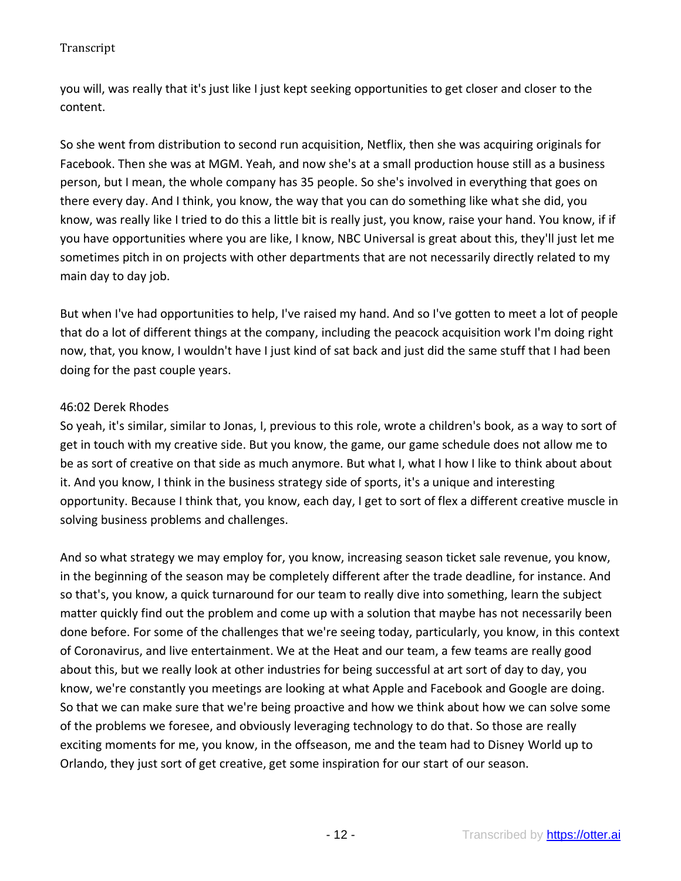you will, was really that it's just like I just kept seeking opportunities to get closer and closer to the content.

So she went from distribution to second run acquisition, Netflix, then she was acquiring originals for Facebook. Then she was at MGM. Yeah, and now she's at a small production house still as a business person, but I mean, the whole company has 35 people. So she's involved in everything that goes on there every day. And I think, you know, the way that you can do something like what she did, you know, was really like I tried to do this a little bit is really just, you know, raise your hand. You know, if if you have opportunities where you are like, I know, NBC Universal is great about this, they'll just let me sometimes pitch in on projects with other departments that are not necessarily directly related to my main day to day job.

But when I've had opportunities to help, I've raised my hand. And so I've gotten to meet a lot of people that do a lot of different things at the company, including the peacock acquisition work I'm doing right now, that, you know, I wouldn't have I just kind of sat back and just did the same stuff that I had been doing for the past couple years.

46:02 Derek Rhodes

So yeah, it's similar, similar to Jonas, I, previous to this role, wrote a children's book, as a way to sort of get in touch with my creative side. But you know, the game, our game schedule does not allow me to be as sort of creative on that side as much anymore. But what I, what I how I like to think about about it. And you know, I think in the business strategy side of sports, it's a unique and interesting opportunity. Because I think that, you know, each day, I get to sort of flex a different creative muscle in solving business problems and challenges.

And so what strategy we may employ for, you know, increasing season ticket sale revenue, you know, in the beginning of the season may be completely different after the trade deadline, for instance. And so that's, you know, a quick turnaround for our team to really dive into something, learn the subject matter quickly find out the problem and come up with a solution that maybe has not necessarily been done before. For some of the challenges that we're seeing today, particularly, you know, in this context of Coronavirus, and live entertainment. We at the Heat and our team, a few teams are really good about this, but we really look at other industries for being successful at art sort of day to day, you know, we're constantly you meetings are looking at what Apple and Facebook and Google are doing. So that we can make sure that we're being proactive and how we think about how we can solve some of the problems we foresee, and obviously leveraging technology to do that. So those are really exciting moments for me, you know, in the offseason, me and the team had to Disney World up to Orlando, they just sort of get creative, get some inspiration for our start of our season.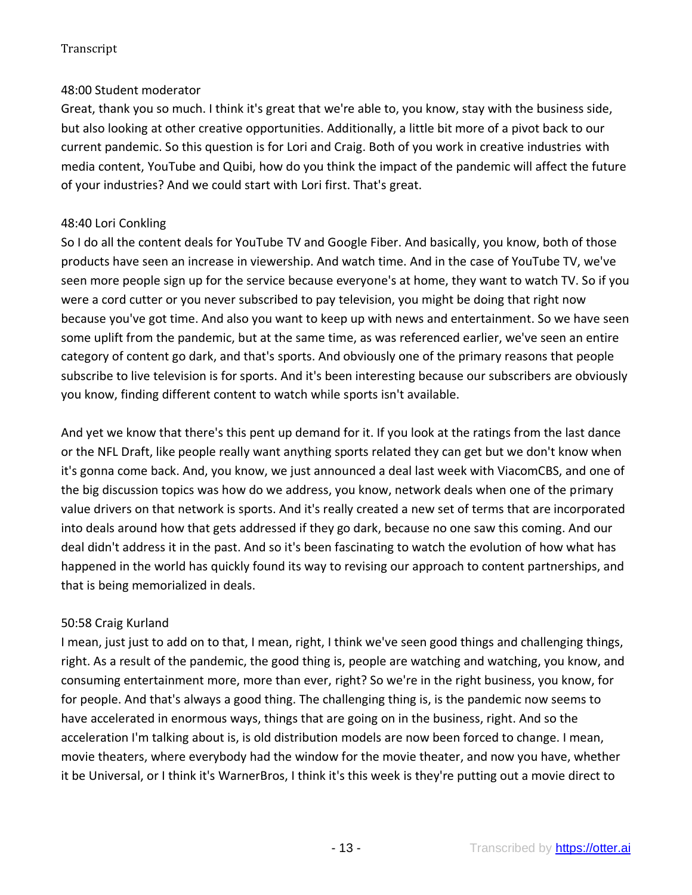48:00 Student moderator
Great, thank you so much. I think it's great that we're able to, you know, stay with the business side, but also looking at other creative opportunities. Additionally, a little bit more of a pivot back to our current pandemic. So this question is for Lori and Craig. Both of you work in creative industries with media content, YouTube and Quibi, how do you think the impact of the pandemic will affect the future of your industries? And we could start with Lori first. That's great.

48:40 Lori Conkling
So I do all the content deals for YouTube TV and Google Fiber. And basically, you know, both of those products have seen an increase in viewership. And watch time. And in the case of YouTube TV, we've seen more people sign up for the service because everyone's at home, they want to watch TV. So if you were a cord cutter or you never subscribed to pay television, you might be doing that right now because you've got time. And also you want to keep up with news and entertainment. So we have seen some uplift from the pandemic, but at the same time, as was referenced earlier, we've seen an entire category of content go dark, and that's sports. And obviously one of the primary reasons that people subscribe to live television is for sports. And it's been interesting because our subscribers are obviously you know, finding different content to watch while sports isn't available.

And yet we know that there's this pent up demand for it. If you look at the ratings from the last dance or the NFL Draft, like people really want anything sports related they can get but we don't know when it's gonna come back. And, you know, we just announced a deal last week with ViacomCBS, and one of the big discussion topics was how do we address, you know, network deals when one of the primary value drivers on that network is sports. And it's really created a new set of terms that are incorporated into deals around how that gets addressed if they go dark, because no one saw this coming. And our deal didn't address it in the past. And so it's been fascinating to watch the evolution of how what has happened in the world has quickly found its way to revising our approach to content partnerships, and that is being memorialized in deals.

50:58 Craig Kurland
I mean, just just to add on to that, I mean, right, I think we've seen good things and challenging things, right. As a result of the pandemic, the good thing is, people are watching and watching, you know, and consuming entertainment more, more than ever, right? So we're in the right business, you know, for for people. And that's always a good thing. The challenging thing is, is the pandemic now seems to have accelerated in enormous ways, things that are going on in the business, right. And so the acceleration I'm talking about is, is old distribution models are now been forced to change. I mean, movie theaters, where everybody had the window for the movie theater, and now you have, whether it be Universal, or I think it's WarnerBros, I think it's this week is they're putting out a movie direct to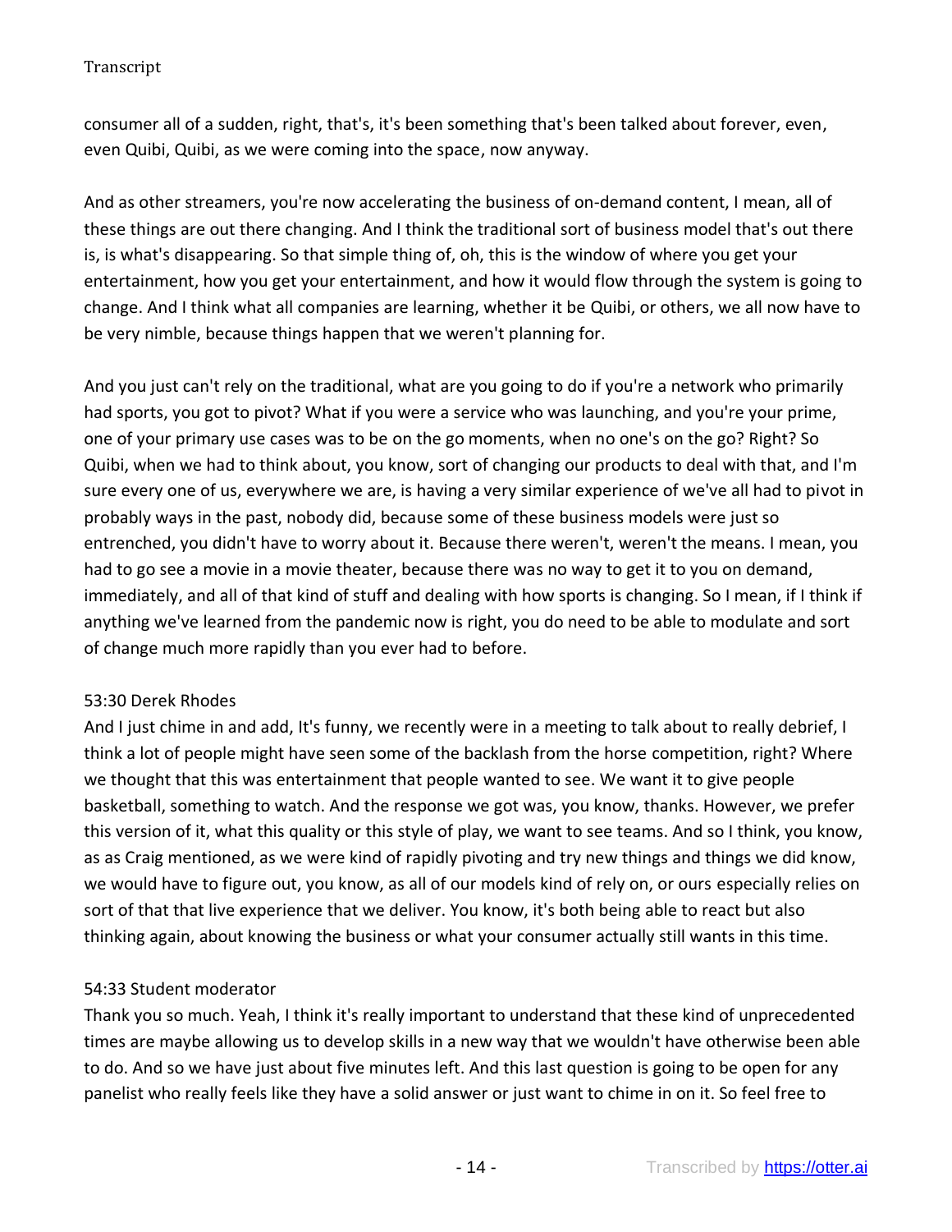consumer all of a sudden, right, that's, it's been something that's been talked about forever, even, even Quibi, Quibi, as we were coming into the space, now anyway.

And as other streamers, you're now accelerating the business of on-demand content, I mean, all of these things are out there changing. And I think the traditional sort of business model that's out there is, is what's disappearing. So that simple thing of, oh, this is the window of where you get your entertainment, how you get your entertainment, and how it would flow through the system is going to change. And I think what all companies are learning, whether it be Quibi, or others, we all now have to be very nimble, because things happen that we weren't planning for.

And you just can't rely on the traditional, what are you going to do if you're a network who primarily had sports, you got to pivot? What if you were a service who was launching, and you're your prime, one of your primary use cases was to be on the go moments, when no one's on the go? Right? So Quibi, when we had to think about, you know, sort of changing our products to deal with that, and I'm sure every one of us, everywhere we are, is having a very similar experience of we've all had to pivot in probably ways in the past, nobody did, because some of these business models were just so entrenched, you didn't have to worry about it. Because there weren't, weren't the means. I mean, you had to go see a movie in a movie theater, because there was no way to get it to you on demand, immediately, and all of that kind of stuff and dealing with how sports is changing. So I mean, if I think if anything we've learned from the pandemic now is right, you do need to be able to modulate and sort of change much more rapidly than you ever had to before.

53:30 Derek Rhodes
And I just chime in and add, It's funny, we recently were in a meeting to talk about to really debrief, I think a lot of people might have seen some of the backlash from the horse competition, right? Where we thought that this was entertainment that people wanted to see. We want it to give people basketball, something to watch. And the response we got was, you know, thanks. However, we prefer this version of it, what this quality or this style of play, we want to see teams. And so I think, you know, as as Craig mentioned, as we were kind of rapidly pivoting and try new things and things we did know, we would have to figure out, you know, as all of our models kind of rely on, or ours especially relies on sort of that that live experience that we deliver. You know, it's both being able to react but also thinking again, about knowing the business or what your consumer actually still wants in this time.

54:33 Student moderator
Thank you so much. Yeah, I think it's really important to understand that these kind of unprecedented times are maybe allowing us to develop skills in a new way that we wouldn't have otherwise been able to do. And so we have just about five minutes left. And this last question is going to be open for any panelist who really feels like they have a solid answer or just want to chime in on it. So feel free to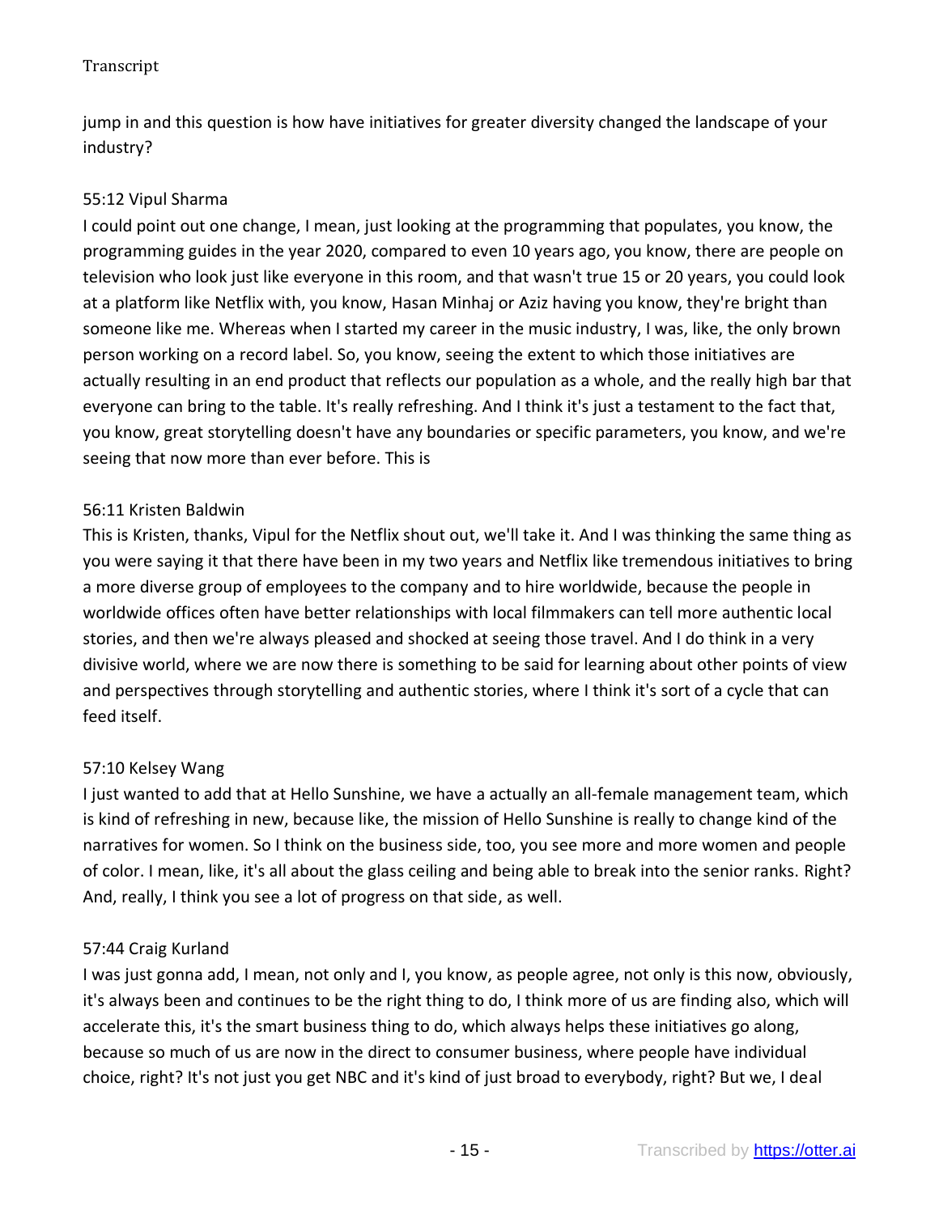jump in and this question is how have initiatives for greater diversity changed the landscape of your industry?

55:12 Vipul Sharma

I could point out one change, I mean, just looking at the programming that populates, you know, the programming guides in the year 2020, compared to even 10 years ago, you know, there are people on television who look just like everyone in this room, and that wasn't true 15 or 20 years, you could look at a platform like Netflix with, you know, Hasan Minhaj or Aziz having you know, they're bright than someone like me. Whereas when I started my career in the music industry, I was, like, the only brown person working on a record label. So, you know, seeing the extent to which those initiatives are actually resulting in an end product that reflects our population as a whole, and the really high bar that everyone can bring to the table. It's really refreshing. And I think it's just a testament to the fact that, you know, great storytelling doesn't have any boundaries or specific parameters, you know, and we're seeing that now more than ever before. This is

56:11 Kristen Baldwin

This is Kristen, thanks, Vipul for the Netflix shout out, we'll take it. And I was thinking the same thing as you were saying it that there have been in my two years and Netflix like tremendous initiatives to bring a more diverse group of employees to the company and to hire worldwide, because the people in worldwide offices often have better relationships with local filmmakers can tell more authentic local stories, and then we're always pleased and shocked at seeing those travel. And I do think in a very divisive world, where we are now there is something to be said for learning about other points of view and perspectives through storytelling and authentic stories, where I think it's sort of a cycle that can feed itself.

57:10 Kelsey Wang

I just wanted to add that at Hello Sunshine, we have a actually an all-female management team, which is kind of refreshing in new, because like, the mission of Hello Sunshine is really to change kind of the narratives for women. So I think on the business side, too, you see more and more women and people of color. I mean, like, it's all about the glass ceiling and being able to break into the senior ranks. Right? And, really, I think you see a lot of progress on that side, as well.

57:44 Craig Kurland

I was just gonna add, I mean, not only and I, you know, as people agree, not only is this now, obviously, it's always been and continues to be the right thing to do, I think more of us are finding also, which will accelerate this, it's the smart business thing to do, which always helps these initiatives go along, because so much of us are now in the direct to consumer business, where people have individual choice, right? It's not just you get NBC and it's kind of just broad to everybody, right? But we, I deal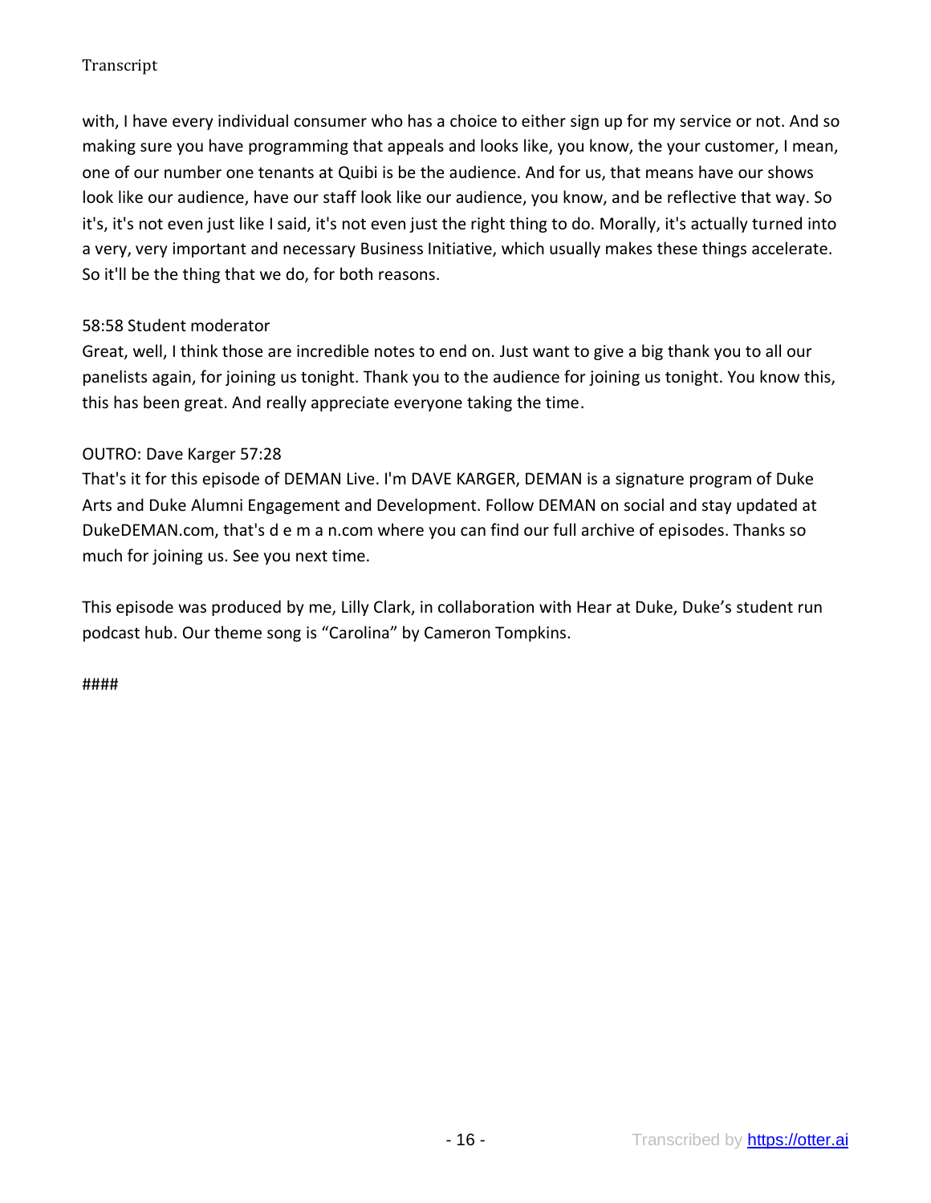with, I have every individual consumer who has a choice to either sign up for my service or not. And so making sure you have programming that appeals and looks like, you know, the your customer, I mean, one of our number one tenants at Quibi is be the audience. And for us, that means have our shows look like our audience, have our staff look like our audience, you know, and be reflective that way. So it's, it's not even just like I said, it's not even just the right thing to do. Morally, it's actually turned into a very, very important and necessary Business Initiative, which usually makes these things accelerate. So it'll be the thing that we do, for both reasons.

58:58 Student moderator
Great, well, I think those are incredible notes to end on. Just want to give a big thank you to all our panelists again, for joining us tonight. Thank you to the audience for joining us tonight. You know this, this has been great. And really appreciate everyone taking the time.

OUTRO: Dave Karger 57:28
That's it for this episode of DEMAN Live. I'm DAVE KARGER, DEMAN is a signature program of Duke Arts and Duke Alumni Engagement and Development. Follow DEMAN on social and stay updated at DukeDEMAN.com, that's d e m a n.com where you can find our full archive of episodes. Thanks so much for joining us. See you next time.

This episode was produced by me, Lilly Clark, in collaboration with Hear at Duke, Duke's student run podcast hub. Our theme song is "Carolina" by Cameron Tompkins.

####